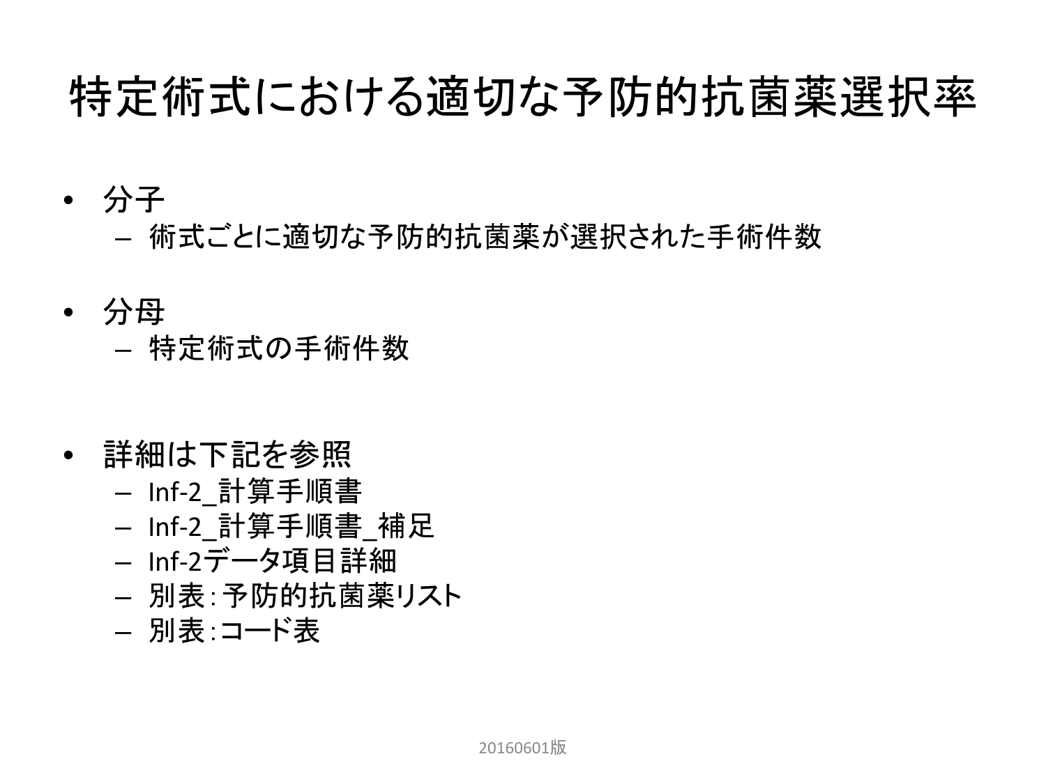# 特定術式における適切な予防的抗菌薬選択率

- 分子
  - 術式ごとに適切な予防的抗菌薬が選択された手術件数

- 分母
  - 特定術式の手術件数

- 詳細は下記を参照
  - Inf-2_計算手順書
  - Inf-2_計算手順書_補足
  - Inf-2データ項目詳細
  - 別表：予防的抗菌薬リスト
  - 別表：コード表

20160601版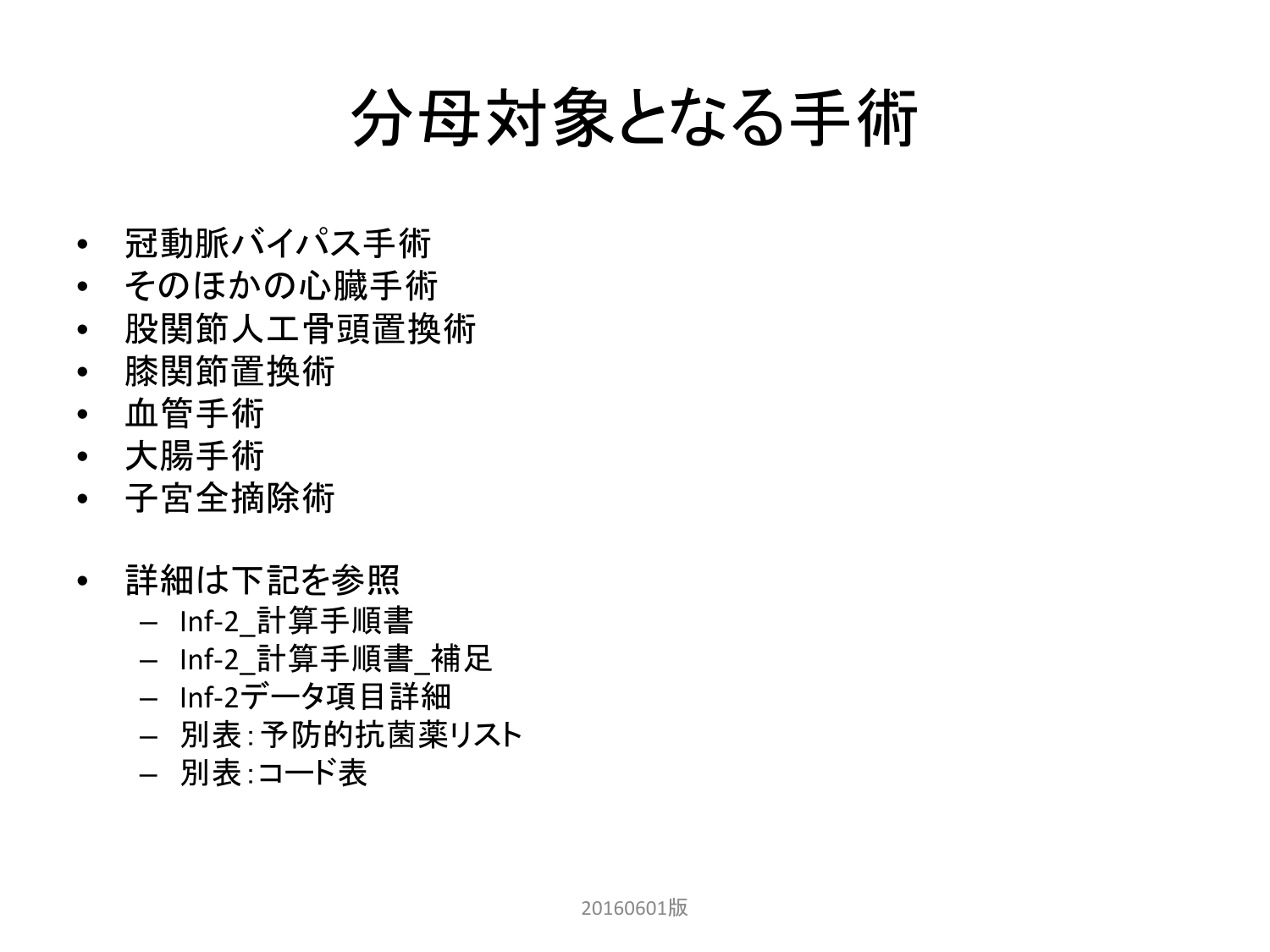# 分母対象となる手術

- 冠動脈バイパス手術
- そのほかの心臓手術
- 股関節人工骨頭置換術
- 膝関節置換術
- 血管手術
- 大腸手術
- 子宮全摘除術

- 詳細は下記を参照
  - Inf-2_計算手順書
  - Inf-2_計算手順書_補足
  - Inf-2データ項目詳細
  - 別表:予防的抗菌薬リスト
  - 別表:コード表

20160601版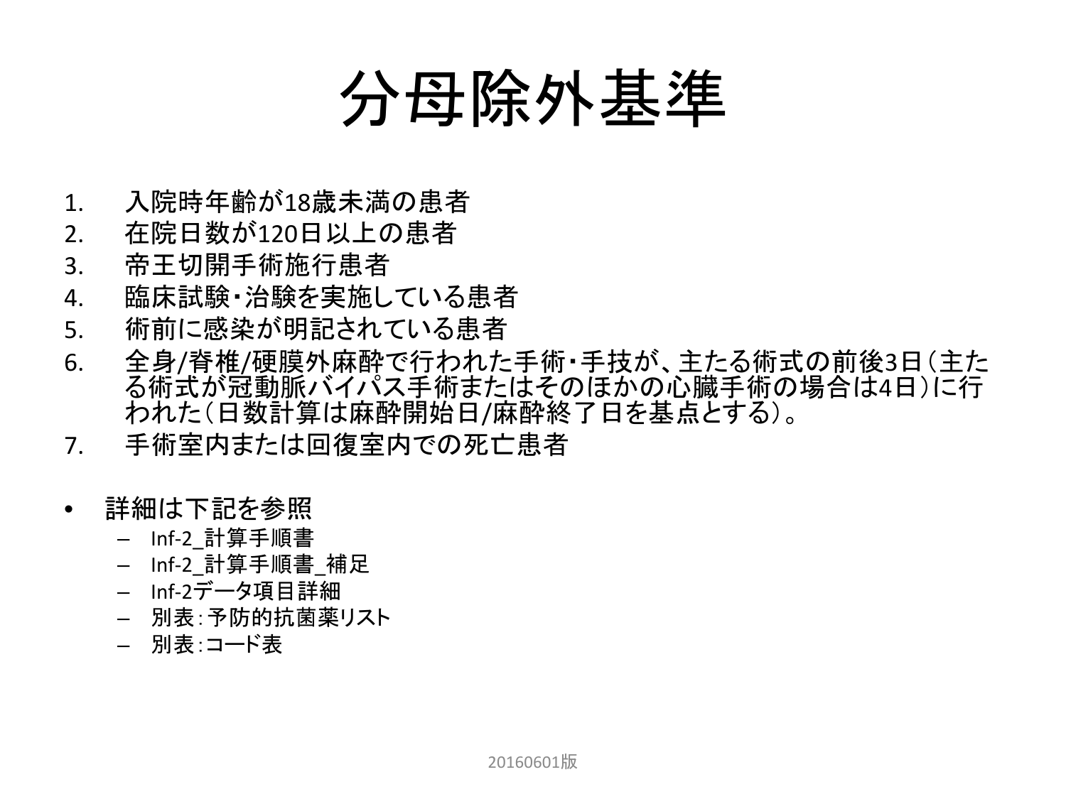# 分母除外基準

1. 入院時年齢が18歳未満の患者
2. 在院日数が120日以上の患者
3. 帝王切開手術施行患者
4. 臨床試験・治験を実施している患者
5. 術前に感染が明記されている患者
6. 全身/脊椎/硬膜外麻酔で行われた手術・手技が、主たる術式の前後3日（主たる術式が冠動脈バイパス手術またはそのほかの心臓手術の場合は4日）に行われた（日数計算は麻酔開始日/麻酔終了日を基点とする）。
7. 手術室内または回復室内での死亡患者

- 詳細は下記を参照
  - Inf-2_計算手順書
  - Inf-2_計算手順書_補足
  - Inf-2データ項目詳細
  - 別表：予防的抗菌薬リスト
  - 別表：コード表

20160601版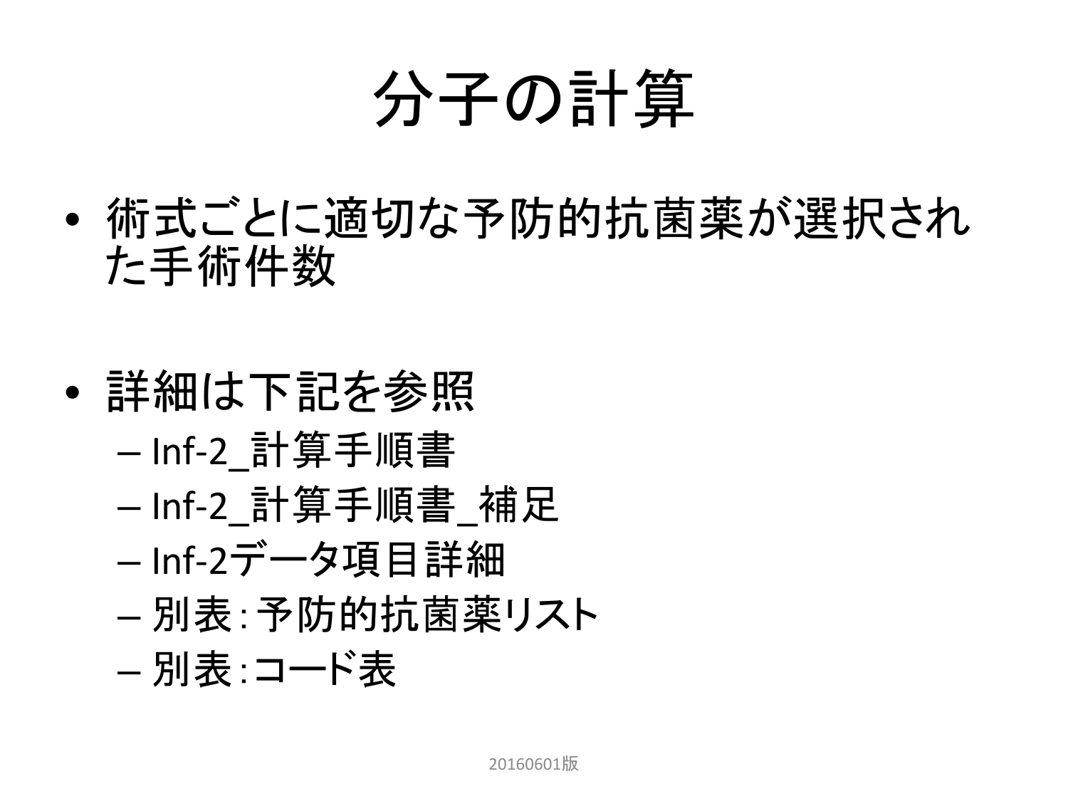# 分子の計算

- 術式ごとに適切な予防的抗菌薬が選択された手術件数

- 詳細は下記を参照
  - Inf-2_計算手順書
  - Inf-2_計算手順書_補足
  - Inf-2データ項目詳細
  - 別表：予防的抗菌薬リスト
  - 別表：コード表

20160601版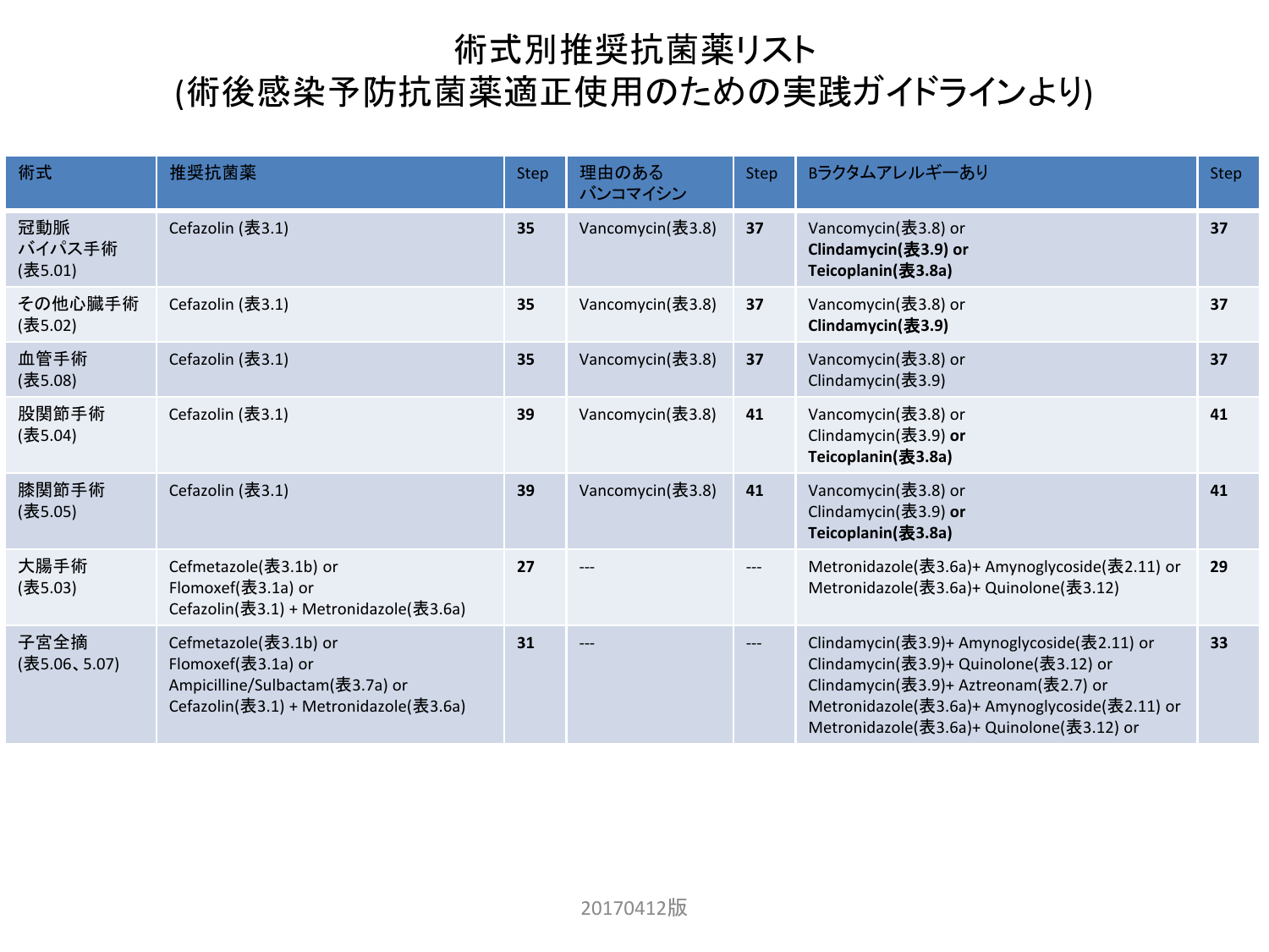# 術式別推奨抗菌薬リスト
# (術後感染予防抗菌薬適正使用のための実践ガイドラインより)

| 術式 | 推奨抗菌薬 | Step | 理由のあるバンコマイシン | Step | Bラクタムアレルギーあり | Step |
|---|---|---|---|---|---|---|
| 冠動脈バイパス手術(表5.01) | Cefazolin (表3.1) | **35** | Vancomycin(表3.8) | **37** | Vancomycin(表3.8) or<br>**Clindamycin(表3.9) or**<br>**Teicoplanin(表3.8a)** | **37** |
| その他心臓手術(表5.02) | Cefazolin (表3.1) | **35** | Vancomycin(表3.8) | **37** | Vancomycin(表3.8) or<br>**Clindamycin(表3.9)** | **37** |
| 血管手術(表5.08) | Cefazolin (表3.1) | **35** | Vancomycin(表3.8) | **37** | Vancomycin(表3.8) or<br>Clindamycin(表3.9) | **37** |
| 股関節手術(表5.04) | Cefazolin (表3.1) | **39** | Vancomycin(表3.8) | **41** | Vancomycin(表3.8) or<br>Clindamycin(表3.9) **or**<br>**Teicoplanin(表3.8a)** | **41** |
| 膝関節手術(表5.05) | Cefazolin (表3.1) | **39** | Vancomycin(表3.8) | **41** | Vancomycin(表3.8) or<br>Clindamycin(表3.9) **or**<br>**Teicoplanin(表3.8a)** | **41** |
| 大腸手術(表5.03) | Cefmetazole(表3.1b) or<br>Flomoxef(表3.1a) or<br>Cefazolin(表3.1) + Metronidazole(表3.6a) | **27** | --- | --- | Metronidazole(表3.6a)+ Amynoglycoside(表2.11) or<br>Metronidazole(表3.6a)+ Quinolone(表3.12) | **29** |
| 子宮全摘(表5.06、5.07) | Cefmetazole(表3.1b) or<br>Flomoxef(表3.1a) or<br>Ampicilline/Sulbactam(表3.7a) or<br>Cefazolin(表3.1) + Metronidazole(表3.6a) | **31** | --- | --- | Clindamycin(表3.9)+ Amynoglycoside(表2.11) or<br>Clindamycin(表3.9)+ Quinolone(表3.12) or<br>Clindamycin(表3.9)+ Aztreonam(表2.7) or<br>Metronidazole(表3.6a)+ Amynoglycoside(表2.11) or<br>Metronidazole(表3.6a)+ Quinolone(表3.12) or | **33** |

20170412版